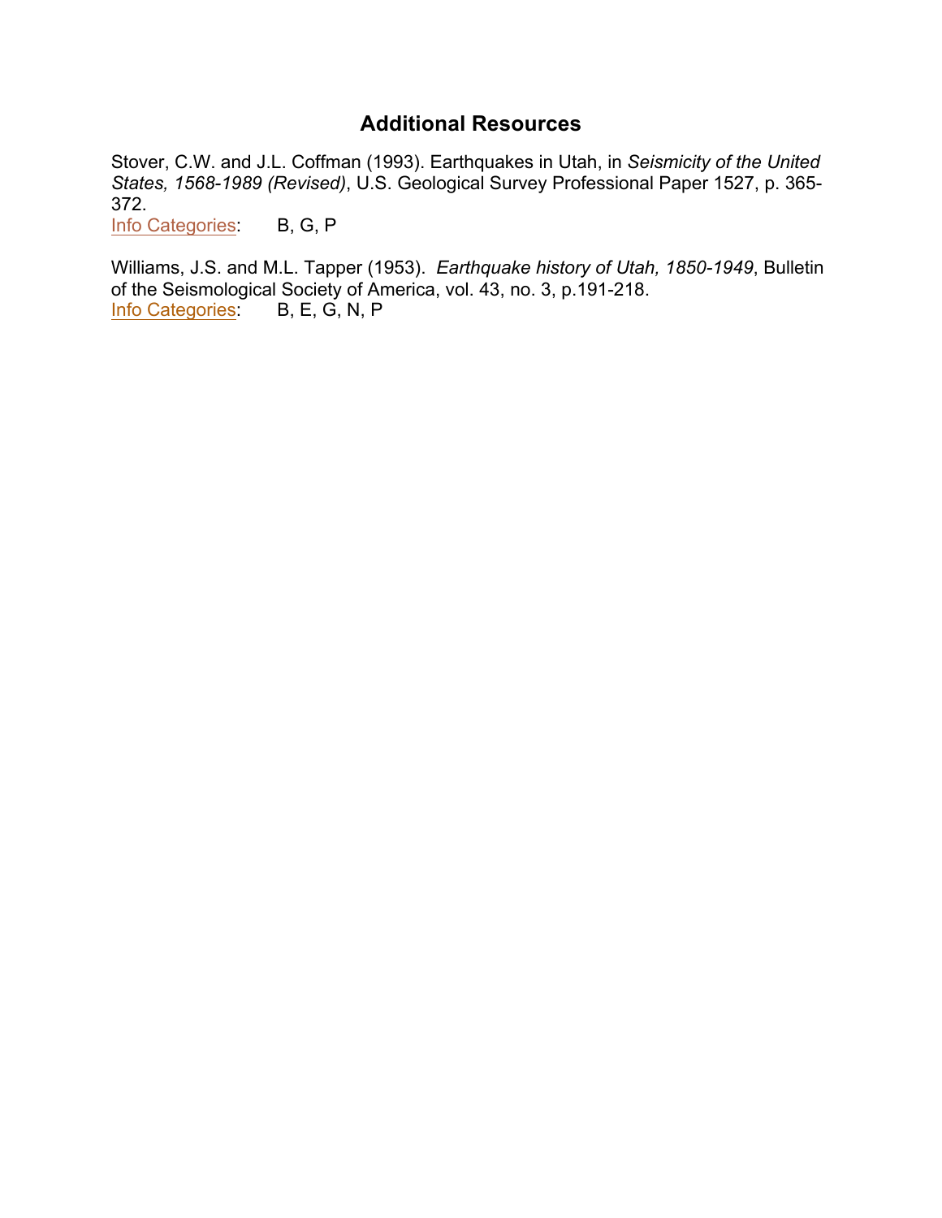## Additional Resources

Stover, C.W. and J.L. Coffman (1993). Earthquakes in Utah, in *Seismicity of the United States, 1568-1989 (Revised)*, U.S. Geological Survey Professional Paper 1527, p. 365-372.
Info Categories: B, G, P

Williams, J.S. and M.L. Tapper (1953). *Earthquake history of Utah, 1850-1949*, Bulletin of the Seismological Society of America, vol. 43, no. 3, p.191-218.
Info Categories: B, E, G, N, P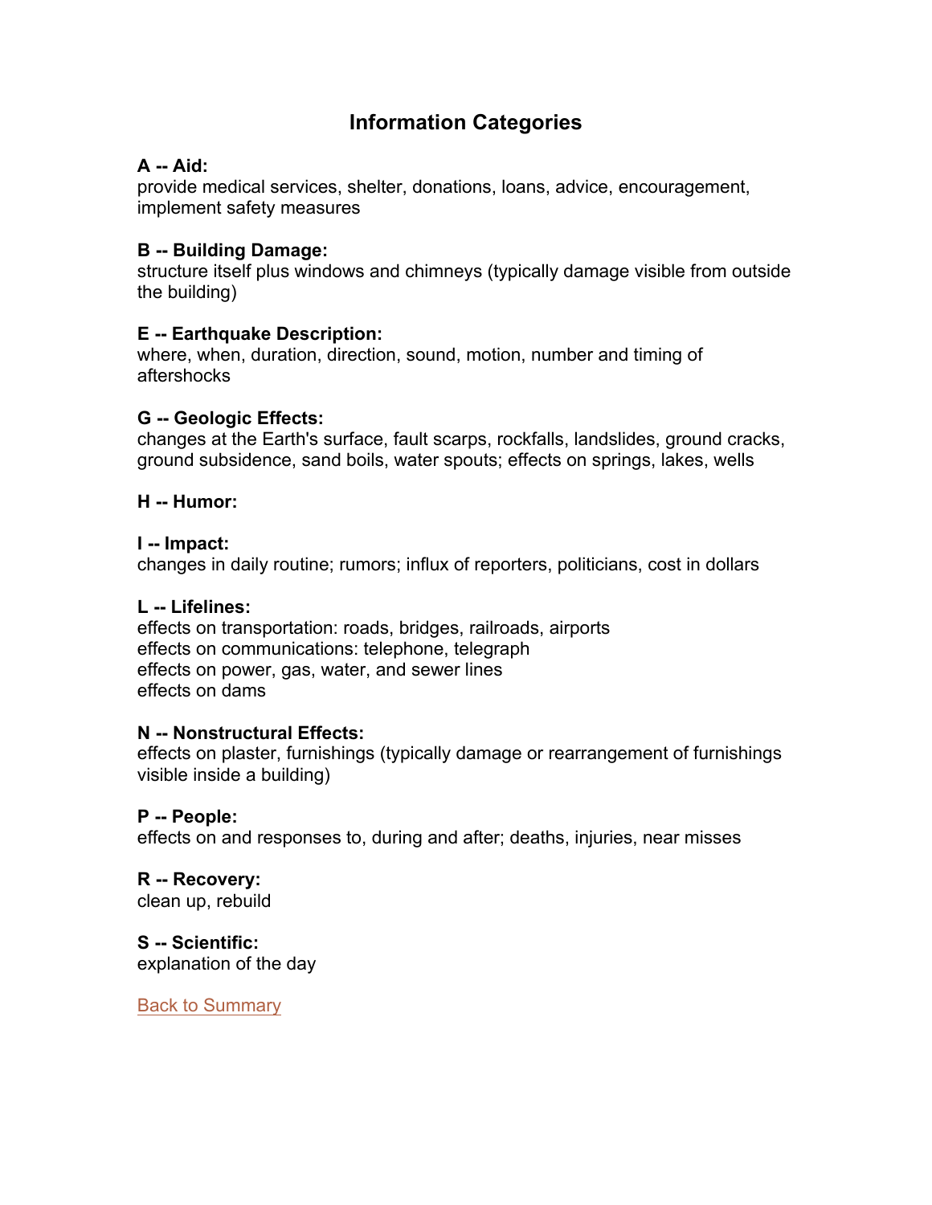# Information Categories

**A -- Aid:**
provide medical services, shelter, donations, loans, advice, encouragement, implement safety measures

**B -- Building Damage:**
structure itself plus windows and chimneys (typically damage visible from outside the building)

**E -- Earthquake Description:**
where, when, duration, direction, sound, motion, number and timing of aftershocks

**G -- Geologic Effects:**
changes at the Earth's surface, fault scarps, rockfalls, landslides, ground cracks, ground subsidence, sand boils, water spouts; effects on springs, lakes, wells

**H -- Humor:**

**I -- Impact:**
changes in daily routine; rumors; influx of reporters, politicians, cost in dollars

**L -- Lifelines:**
effects on transportation: roads, bridges, railroads, airports
effects on communications: telephone, telegraph
effects on power, gas, water, and sewer lines
effects on dams

**N -- Nonstructural Effects:**
effects on plaster, furnishings (typically damage or rearrangement of furnishings visible inside a building)

**P -- People:**
effects on and responses to, during and after; deaths, injuries, near misses

**R -- Recovery:**
clean up, rebuild

**S -- Scientific:**
explanation of the day

Back to Summary